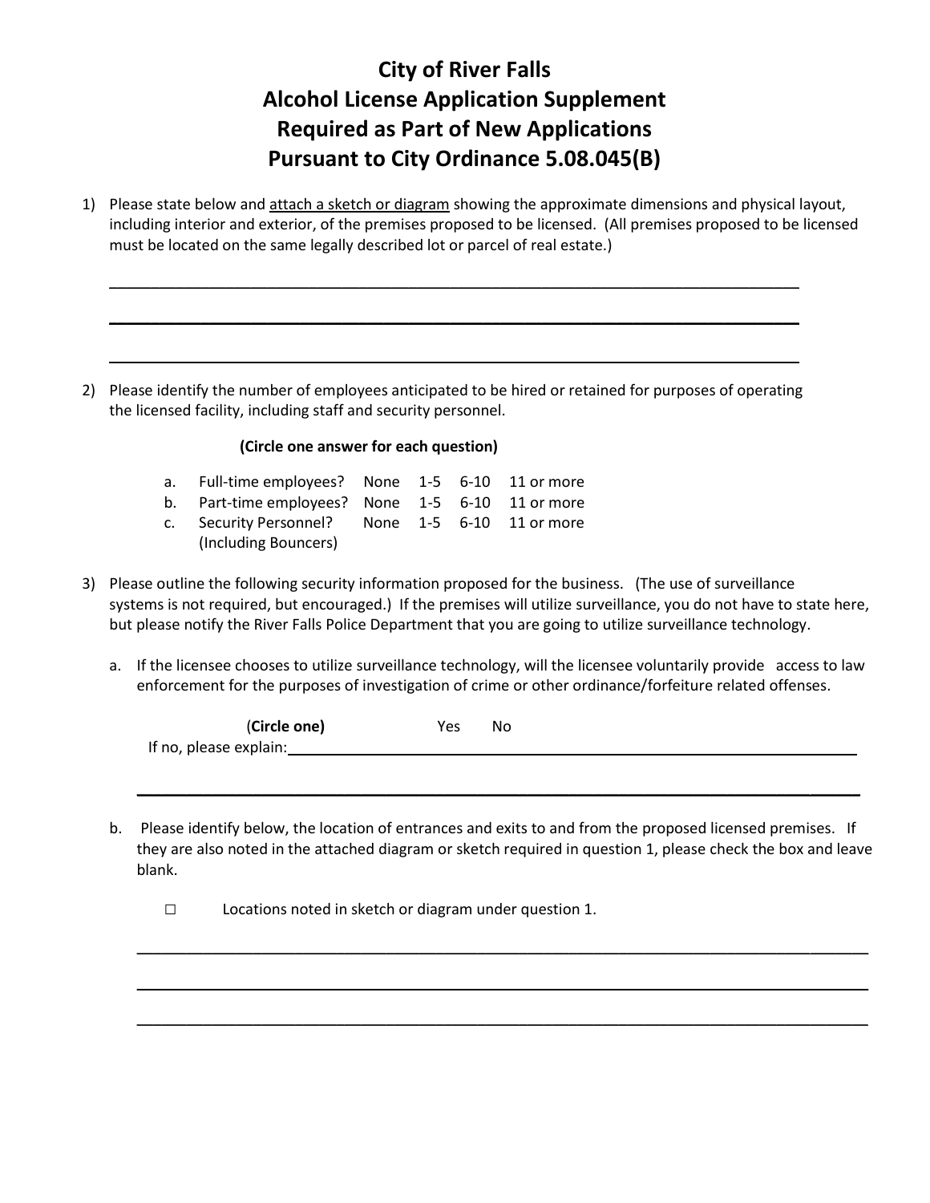# City of River Falls
# Alcohol License Application Supplement
# Required as Part of New Applications
# Pursuant to City Ordinance 5.08.045(B)

1) Please state below and <u>attach a sketch or diagram</u> showing the approximate dimensions and physical layout, including interior and exterior, of the premises proposed to be licensed. (All premises proposed to be licensed must be located on the same legally described lot or parcel of real estate.)

_______________________________________________________________________________

_______________________________________________________________________________

_______________________________________________________________________________

2) Please identify the number of employees anticipated to be hired or retained for purposes of operating the licensed facility, including staff and security personnel.

**(Circle one answer for each question)**

| | | | | | |
|---|---|---|---|---|---|
| a. | Full-time employees? | None | 1-5 | 6-10 | 11 or more |
| b. | Part-time employees? | None | 1-5 | 6-10 | 11 or more |
| c. | Security Personnel? (Including Bouncers) | None | 1-5 | 6-10 | 11 or more |

3) Please outline the following security information proposed for the business. (The use of surveillance systems is not required, but encouraged.) If the premises will utilize surveillance, you do not have to state here, but please notify the River Falls Police Department that you are going to utilize surveillance technology.

   a. If the licensee chooses to utilize surveillance technology, will the licensee voluntarily provide access to law enforcement for the purposes of investigation of crime or other ordinance/forfeiture related offenses.

      (**Circle one**) Yes No

      If no, please explain:_______________________________________________________________

      _______________________________________________________________________________

   b. Please identify below, the location of entrances and exits to and from the proposed licensed premises. If they are also noted in the attached diagram or sketch required in question 1, please check the box and leave blank.

      ☐ Locations noted in sketch or diagram under question 1.

      _______________________________________________________________________________

      _______________________________________________________________________________

      _______________________________________________________________________________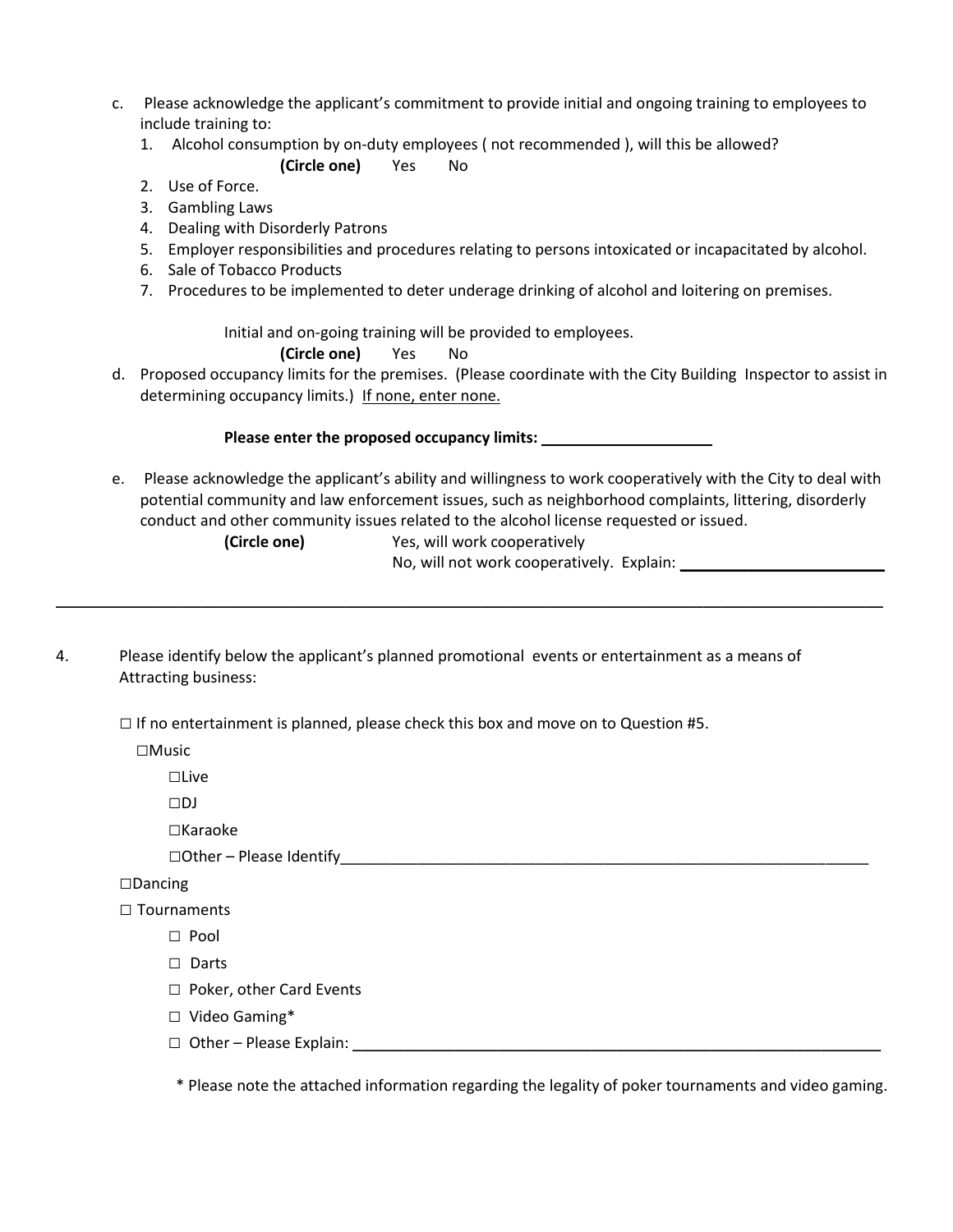c. Please acknowledge the applicant's commitment to provide initial and ongoing training to employees to include training to:

1. Alcohol consumption by on-duty employees ( not recommended ), will this be allowed?

   **(Circle one)** Yes No

2. Use of Force.
3. Gambling Laws
4. Dealing with Disorderly Patrons
5. Employer responsibilities and procedures relating to persons intoxicated or incapacitated by alcohol.
6. Sale of Tobacco Products
7. Procedures to be implemented to deter underage drinking of alcohol and loitering on premises.

Initial and on-going training will be provided to employees.

**(Circle one)** Yes No

d. Proposed occupancy limits for the premises. (Please coordinate with the City Building Inspector to assist in determining occupancy limits.) <u>If none, enter none.</u>

**Please enter the proposed occupancy limits:** ____________________

e. Please acknowledge the applicant's ability and willingness to work cooperatively with the City to deal with potential community and law enforcement issues, such as neighborhood complaints, littering, disorderly conduct and other community issues related to the alcohol license requested or issued.

**(Circle one)** Yes, will work cooperatively

No, will not work cooperatively. Explain: ________________________

---

4. Please identify below the applicant's planned promotional events or entertainment as a means of Attracting business:

☐ If no entertainment is planned, please check this box and move on to Question #5.

- ☐Music
  - ☐Live
  - ☐DJ
  - ☐Karaoke
  - ☐Other – Please Identify_________________________________________________________________
- ☐Dancing
- ☐ Tournaments
  - ☐ Pool
  - ☐ Darts
  - ☐ Poker, other Card Events
  - ☐ Video Gaming*
  - ☐ Other – Please Explain: ___________________________________________________________________

\* Please note the attached information regarding the legality of poker tournaments and video gaming.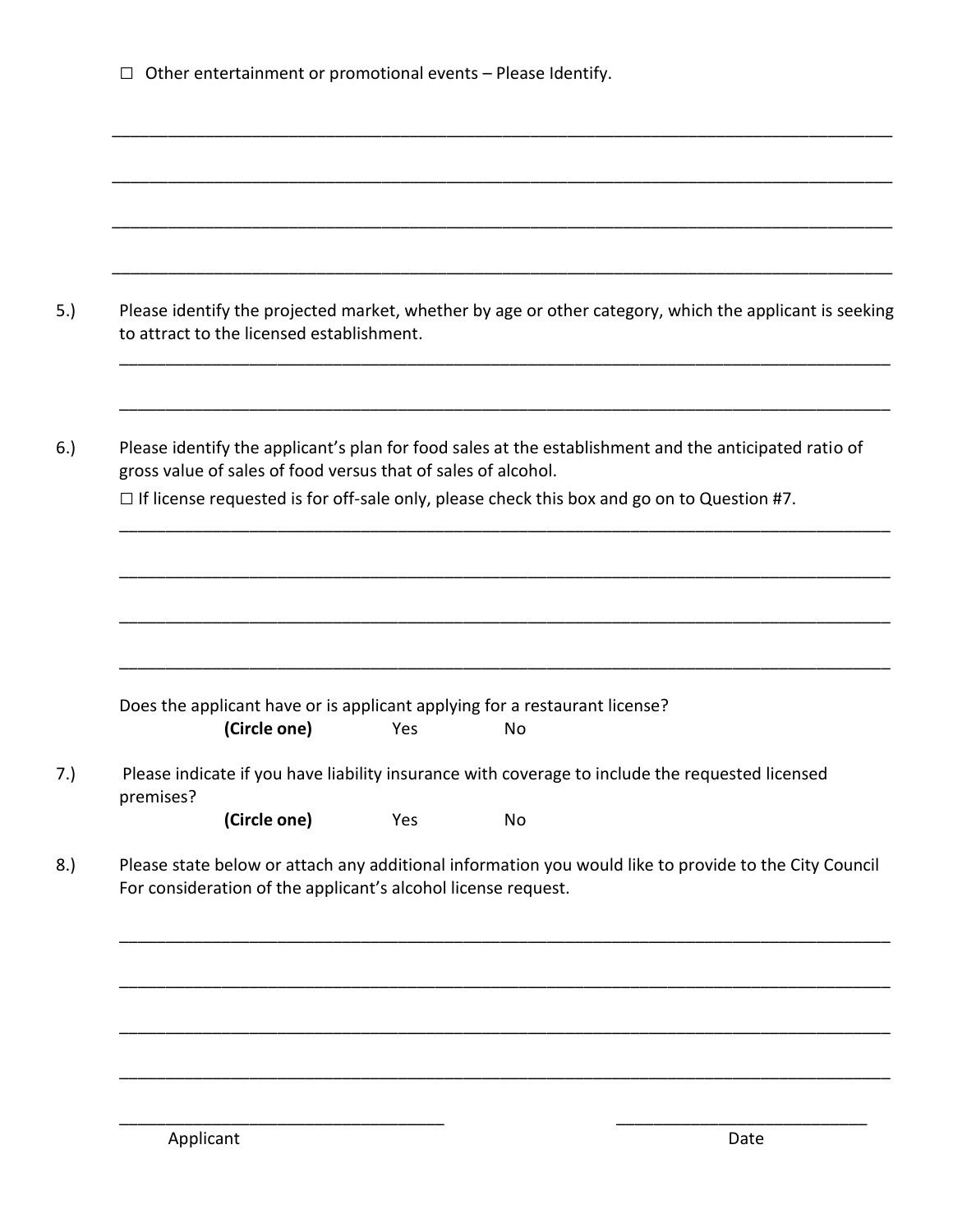☐ Other entertainment or promotional events – Please Identify.

_______________________________________________________________________________

_______________________________________________________________________________

_______________________________________________________________________________

_______________________________________________________________________________

5.) Please identify the projected market, whether by age or other category, which the applicant is seeking to attract to the licensed establishment.

_______________________________________________________________________________

_______________________________________________________________________________

6.) Please identify the applicant's plan for food sales at the establishment and the anticipated ratio of gross value of sales of food versus that of sales of alcohol.

☐ If license requested is for off-sale only, please check this box and go on to Question #7.

_______________________________________________________________________________

_______________________________________________________________________________

_______________________________________________________________________________

_______________________________________________________________________________

Does the applicant have or is applicant applying for a restaurant license?

**(Circle one)** Yes No

7.) Please indicate if you have liability insurance with coverage to include the requested licensed premises?

**(Circle one)** Yes No

8.) Please state below or attach any additional information you would like to provide to the City Council For consideration of the applicant's alcohol license request.

_______________________________________________________________________________

_______________________________________________________________________________

_______________________________________________________________________________

_______________________________________________________________________________

___________________________________ ___________________________

Applicant Date